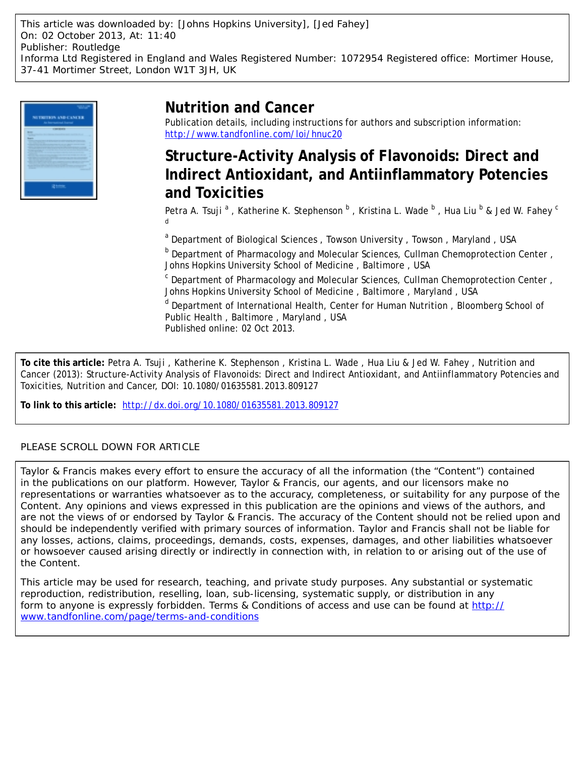This article was downloaded by: [Johns Hopkins University], [Jed Fahey]
On: 02 October 2013, At: 11:40
Publisher: Routledge
Informa Ltd Registered in England and Wales Registered Number: 1072954 Registered office: Mortimer House, 37-41 Mortimer Street, London W1T 3JH, UK

# Nutrition and Cancer

Publication details, including instructions for authors and subscription information:
http://www.tandfonline.com/loi/hnuc20

# Structure-Activity Analysis of Flavonoids: Direct and Indirect Antioxidant, and Antiinflammatory Potencies and Toxicities

Petra A. Tsuji [a] , Katherine K. Stephenson [b] , Kristina L. Wade [b] , Hua Liu [b] & Jed W. Fahey [c d]

[a] Department of Biological Sciences , Towson University , Towson , Maryland , USA

[b] Department of Pharmacology and Molecular Sciences, Cullman Chemoprotection Center , Johns Hopkins University School of Medicine , Baltimore , USA

[c] Department of Pharmacology and Molecular Sciences, Cullman Chemoprotection Center , Johns Hopkins University School of Medicine , Baltimore , Maryland , USA

[d] Department of International Health, Center for Human Nutrition , Bloomberg School of Public Health , Baltimore , Maryland , USA

Published online: 02 Oct 2013.

**To cite this article:** Petra A. Tsuji , Katherine K. Stephenson , Kristina L. Wade , Hua Liu & Jed W. Fahey , Nutrition and Cancer (2013): Structure-Activity Analysis of Flavonoids: Direct and Indirect Antioxidant, and Antiinflammatory Potencies and Toxicities, Nutrition and Cancer, DOI: 10.1080/01635581.2013.809127

**To link to this article:** http://dx.doi.org/10.1080/01635581.2013.809127

PLEASE SCROLL DOWN FOR ARTICLE

Taylor & Francis makes every effort to ensure the accuracy of all the information (the "Content") contained in the publications on our platform. However, Taylor & Francis, our agents, and our licensors make no representations or warranties whatsoever as to the accuracy, completeness, or suitability for any purpose of the Content. Any opinions and views expressed in this publication are the opinions and views of the authors, and are not the views of or endorsed by Taylor & Francis. The accuracy of the Content should not be relied upon and should be independently verified with primary sources of information. Taylor and Francis shall not be liable for any losses, actions, claims, proceedings, demands, costs, expenses, damages, and other liabilities whatsoever or howsoever caused arising directly or indirectly in connection with, in relation to or arising out of the use of the Content.

This article may be used for research, teaching, and private study purposes. Any substantial or systematic reproduction, redistribution, reselling, loan, sub-licensing, systematic supply, or distribution in any form to anyone is expressly forbidden. Terms & Conditions of access and use can be found at http://www.tandfonline.com/page/terms-and-conditions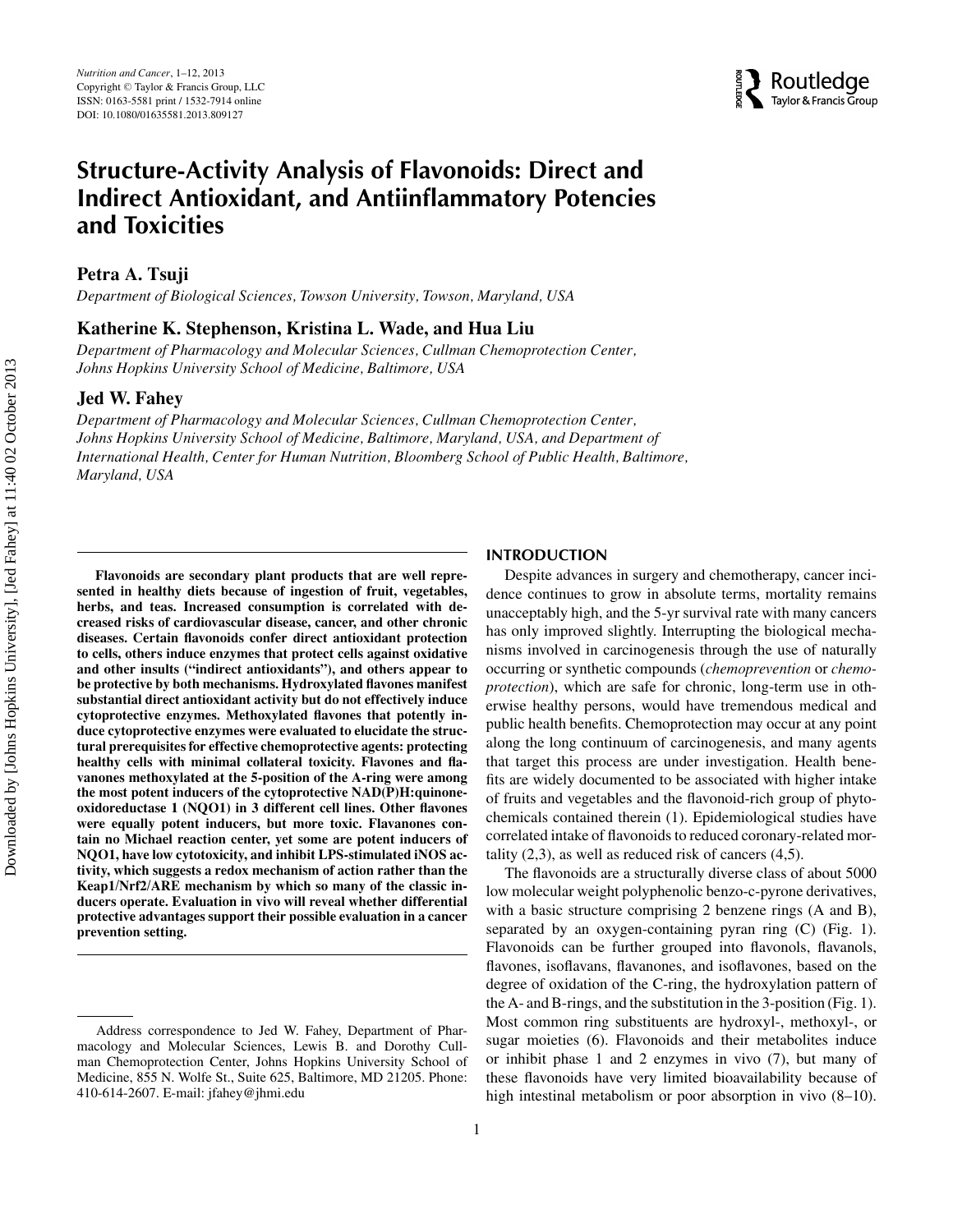# Structure-Activity Analysis of Flavonoids: Direct and Indirect Antioxidant, and Antiinflammatory Potencies and Toxicities

**Petra A. Tsuji**

*Department of Biological Sciences, Towson University, Towson, Maryland, USA*

**Katherine K. Stephenson, Kristina L. Wade, and Hua Liu**

*Department of Pharmacology and Molecular Sciences, Cullman Chemoprotection Center, Johns Hopkins University School of Medicine, Baltimore, USA*

**Jed W. Fahey**

*Department of Pharmacology and Molecular Sciences, Cullman Chemoprotection Center, Johns Hopkins University School of Medicine, Baltimore, Maryland, USA, and Department of International Health, Center for Human Nutrition, Bloomberg School of Public Health, Baltimore, Maryland, USA*

**Flavonoids are secondary plant products that are well represented in healthy diets because of ingestion of fruit, vegetables, herbs, and teas. Increased consumption is correlated with decreased risks of cardiovascular disease, cancer, and other chronic diseases. Certain flavonoids confer direct antioxidant protection to cells, others induce enzymes that protect cells against oxidative and other insults ("indirect antioxidants"), and others appear to be protective by both mechanisms. Hydroxylated flavones manifest substantial direct antioxidant activity but do not effectively induce cytoprotective enzymes. Methoxylated flavones that potently induce cytoprotective enzymes were evaluated to elucidate the structural prerequisites for effective chemoprotective agents: protecting healthy cells with minimal collateral toxicity. Flavones and flavanones methoxylated at the 5-position of the A-ring were among the most potent inducers of the cytoprotective NAD(P)H:quinoneoxidoreductase 1 (NQO1) in 3 different cell lines. Other flavones were equally potent inducers, but more toxic. Flavanones contain no Michael reaction center, yet some are potent inducers of NQO1, have low cytotoxicity, and inhibit LPS-stimulated iNOS activity, which suggests a redox mechanism of action rather than the Keap1/Nrf2/ARE mechanism by which so many of the classic inducers operate. Evaluation in vivo will reveal whether differential protective advantages support their possible evaluation in a cancer prevention setting.**

## INTRODUCTION

Despite advances in surgery and chemotherapy, cancer incidence continues to grow in absolute terms, mortality remains unacceptably high, and the 5-yr survival rate with many cancers has only improved slightly. Interrupting the biological mechanisms involved in carcinogenesis through the use of naturally occurring or synthetic compounds (*chemoprevention* or *chemoprotection*), which are safe for chronic, long-term use in otherwise healthy persons, would have tremendous medical and public health benefits. Chemoprotection may occur at any point along the long continuum of carcinogenesis, and many agents that target this process are under investigation. Health benefits are widely documented to be associated with higher intake of fruits and vegetables and the flavonoid-rich group of phytochemicals contained therein (1). Epidemiological studies have correlated intake of flavonoids to reduced coronary-related mortality (2,3), as well as reduced risk of cancers (4,5).

The flavonoids are a structurally diverse class of about 5000 low molecular weight polyphenolic benzo-c-pyrone derivatives, with a basic structure comprising 2 benzene rings (A and B), separated by an oxygen-containing pyran ring (C) (Fig. 1). Flavonoids can be further grouped into flavonols, flavanols, flavones, isoflavans, flavanones, and isoflavones, based on the degree of oxidation of the C-ring, the hydroxylation pattern of the A- and B-rings, and the substitution in the 3-position (Fig. 1). Most common ring substituents are hydroxyl-, methoxyl-, or sugar moieties (6). Flavonoids and their metabolites induce or inhibit phase 1 and 2 enzymes in vivo (7), but many of these flavonoids have very limited bioavailability because of high intestinal metabolism or poor absorption in vivo (8–10).

Address correspondence to Jed W. Fahey, Department of Pharmacology and Molecular Sciences, Lewis B. and Dorothy Cullman Chemoprotection Center, Johns Hopkins University School of Medicine, 855 N. Wolfe St., Suite 625, Baltimore, MD 21205. Phone: 410-614-2607. E-mail: jfahey@jhmi.edu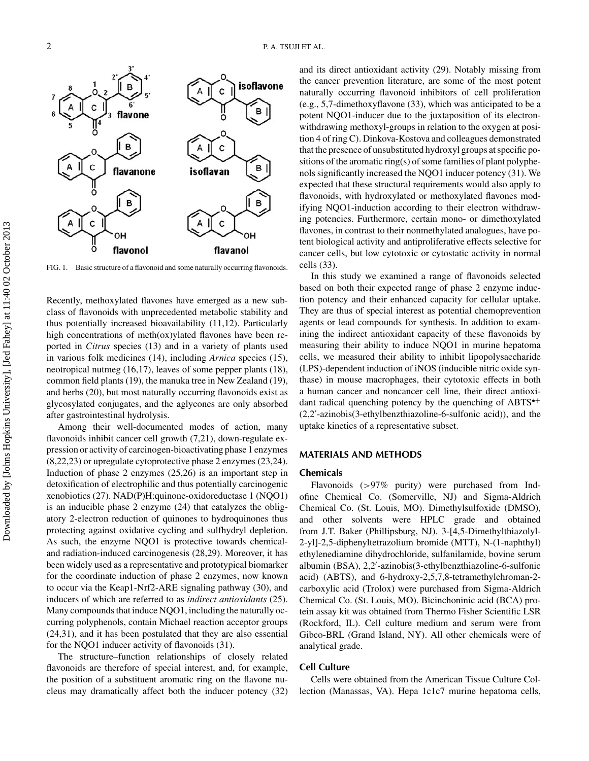FIG. 1. Basic structure of a flavonoid and some naturally occurring flavonoids.

Recently, methoxylated flavones have emerged as a new subclass of flavonoids with unprecedented metabolic stability and thus potentially increased bioavailability (11,12). Particularly high concentrations of meth(ox)ylated flavones have been reported in *Citrus* species (13) and in a variety of plants used in various folk medicines (14), including *Arnica* species (15), neotropical nutmeg (16,17), leaves of some pepper plants (18), common field plants (19), the manuka tree in New Zealand (19), and herbs (20), but most naturally occurring flavonoids exist as glycosylated conjugates, and the aglycones are only absorbed after gastrointestinal hydrolysis.

Among their well-documented modes of action, many flavonoids inhibit cancer cell growth (7,21), down-regulate expression or activity of carcinogen-bioactivating phase 1 enzymes (8,22,23) or upregulate cytoprotective phase 2 enzymes (23,24). Induction of phase 2 enzymes (25,26) is an important step in detoxification of electrophilic and thus potentially carcinogenic xenobiotics (27). NAD(P)H:quinone-oxidoreductase 1 (NQO1) is an inducible phase 2 enzyme (24) that catalyzes the obligatory 2-electron reduction of quinones to hydroquinones thus protecting against oxidative cycling and sulfhydryl depletion. As such, the enzyme NQO1 is protective towards chemical- and radiation-induced carcinogenesis (28,29). Moreover, it has been widely used as a representative and prototypical biomarker for the coordinate induction of phase 2 enzymes, now known to occur via the Keap1-Nrf2-ARE signaling pathway (30), and inducers of which are referred to as *indirect antioxidants* (25). Many compounds that induce NQO1, including the naturally occurring polyphenols, contain Michael reaction acceptor groups (24,31), and it has been postulated that they are also essential for the NQO1 inducer activity of flavonoids (31).

The structure–function relationships of closely related flavonoids are therefore of special interest, and, for example, the position of a substituent aromatic ring on the flavone nucleus may dramatically affect both the inducer potency (32) and its direct antioxidant activity (29). Notably missing from the cancer prevention literature, are some of the most potent naturally occurring flavonoid inhibitors of cell proliferation (e.g., 5,7-dimethoxyflavone (33), which was anticipated to be a potent NQO1-inducer due to the juxtaposition of its electron-withdrawing methoxyl-groups in relation to the oxygen at position 4 of ring C). Dinkova-Kostova and colleagues demonstrated that the presence of unsubstituted hydroxyl groups at specific positions of the aromatic ring(s) of some families of plant polyphenols significantly increased the NQO1 inducer potency (31). We expected that these structural requirements would also apply to flavonoids, with hydroxylated or methoxylated flavones modifying NQO1-induction according to their electron withdrawing potencies. Furthermore, certain mono- or dimethoxylated flavones, in contrast to their nonmethylated analogues, have potent biological activity and antiproliferative effects selective for cancer cells, but low cytotoxic or cytostatic activity in normal cells (33).

In this study we examined a range of flavonoids selected based on both their expected range of phase 2 enzyme induction potency and their enhanced capacity for cellular uptake. They are thus of special interest as potential chemoprevention agents or lead compounds for synthesis. In addition to examining the indirect antioxidant capacity of these flavonoids by measuring their ability to induce NQO1 in murine hepatoma cells, we measured their ability to inhibit lipopolysaccharide (LPS)-dependent induction of iNOS (inducible nitric oxide synthase) in mouse macrophages, their cytotoxic effects in both a human cancer and noncancer cell line, their direct antioxidant radical quenching potency by the quenching of $ABTS^{\bullet+}$ (2,2′-azinobis(3-ethylbenzthiazoline-6-sulfonic acid)), and the uptake kinetics of a representative subset.

## MATERIALS AND METHODS

### Chemicals

Flavonoids (>97% purity) were purchased from Indofine Chemical Co. (Somerville, NJ) and Sigma-Aldrich Chemical Co. (St. Louis, MO). Dimethylsulfoxide (DMSO), and other solvents were HPLC grade and obtained from J.T. Baker (Phillipsburg, NJ). 3-[4,5-Dimethylthiazolyl-2-yl]-2,5-diphenyltetrazolium bromide (MTT), N-(1-naphthyl) ethylenediamine dihydrochloride, sulfanilamide, bovine serum albumin (BSA), 2,2′-azinobis(3-ethylbenzthiazoline-6-sulfonic acid) (ABTS), and 6-hydroxy-2,5,7,8-tetramethylchroman-2-carboxylic acid (Trolox) were purchased from Sigma-Aldrich Chemical Co. (St. Louis, MO). Bicinchoninic acid (BCA) protein assay kit was obtained from Thermo Fisher Scientific LSR (Rockford, IL). Cell culture medium and serum were from Gibco-BRL (Grand Island, NY). All other chemicals were of analytical grade.

### Cell Culture

Cells were obtained from the American Tissue Culture Collection (Manassas, VA). Hepa 1c1c7 murine hepatoma cells,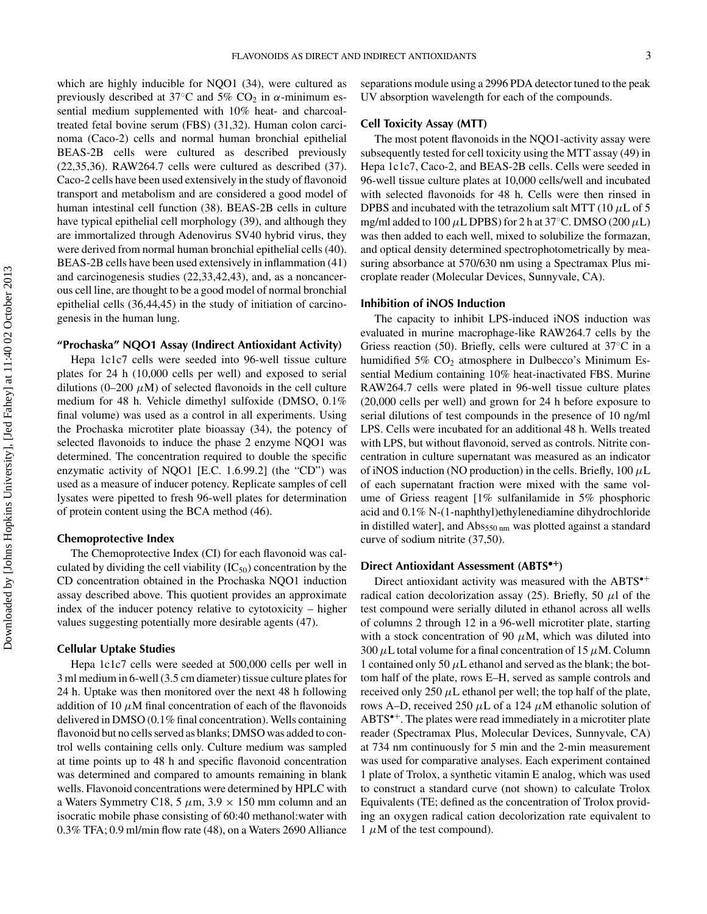which are highly inducible for NQO1 (34), were cultured as previously described at 37°C and 5% $CO_2$ in α-minimum essential medium supplemented with 10% heat- and charcoal-treated fetal bovine serum (FBS) (31,32). Human colon carcinoma (Caco-2) cells and normal human bronchial epithelial BEAS-2B cells were cultured as described previously (22,35,36). RAW264.7 cells were cultured as described (37). Caco-2 cells have been used extensively in the study of flavonoid transport and metabolism and are considered a good model of human intestinal cell function (38). BEAS-2B cells in culture have typical epithelial cell morphology (39), and although they are immortalized through Adenovirus SV40 hybrid virus, they were derived from normal human bronchial epithelial cells (40). BEAS-2B cells have been used extensively in inflammation (41) and carcinogenesis studies (22,33,42,43), and, as a noncancerous cell line, are thought to be a good model of normal bronchial epithelial cells (36,44,45) in the study of initiation of carcinogenesis in the human lung.

### "Prochaska" NQO1 Assay (Indirect Antioxidant Activity)

Hepa 1c1c7 cells were seeded into 96-well tissue culture plates for 24 h (10,000 cells per well) and exposed to serial dilutions (0–200 μM) of selected flavonoids in the cell culture medium for 48 h. Vehicle dimethyl sulfoxide (DMSO, 0.1% final volume) was used as a control in all experiments. Using the Prochaska microtiter plate bioassay (34), the potency of selected flavonoids to induce the phase 2 enzyme NQO1 was determined. The concentration required to double the specific enzymatic activity of NQO1 [E.C. 1.6.99.2] (the "CD") was used as a measure of inducer potency. Replicate samples of cell lysates were pipetted to fresh 96-well plates for determination of protein content using the BCA method (46).

### Chemoprotective Index

The Chemoprotective Index (CI) for each flavonoid was calculated by dividing the cell viability ($IC_{50}$) concentration by the CD concentration obtained in the Prochaska NQO1 induction assay described above. This quotient provides an approximate index of the inducer potency relative to cytotoxicity – higher values suggesting potentially more desirable agents (47).

### Cellular Uptake Studies

Hepa 1c1c7 cells were seeded at 500,000 cells per well in 3 ml medium in 6-well (3.5 cm diameter) tissue culture plates for 24 h. Uptake was then monitored over the next 48 h following addition of 10 μM final concentration of each of the flavonoids delivered in DMSO (0.1% final concentration). Wells containing flavonoid but no cells served as blanks; DMSO was added to control wells containing cells only. Culture medium was sampled at time points up to 48 h and specific flavonoid concentration was determined and compared to amounts remaining in blank wells. Flavonoid concentrations were determined by HPLC with a Waters Symmetry C18, 5 μm, 3.9 × 150 mm column and an isocratic mobile phase consisting of 60:40 methanol:water with 0.3% TFA; 0.9 ml/min flow rate (48), on a Waters 2690 Alliance separations module using a 2996 PDA detector tuned to the peak UV absorption wavelength for each of the compounds.

### Cell Toxicity Assay (MTT)

The most potent flavonoids in the NQO1-activity assay were subsequently tested for cell toxicity using the MTT assay (49) in Hepa 1c1c7, Caco-2, and BEAS-2B cells. Cells were seeded in 96-well tissue culture plates at 10,000 cells/well and incubated with selected flavonoids for 48 h. Cells were then rinsed in DPBS and incubated with the tetrazolium salt MTT (10 μL of 5 mg/ml added to 100 μL DPBS) for 2 h at 37°C. DMSO (200 μL) was then added to each well, mixed to solubilize the formazan, and optical density determined spectrophotometrically by measuring absorbance at 570/630 nm using a Spectramax Plus microplate reader (Molecular Devices, Sunnyvale, CA).

### Inhibition of iNOS Induction

The capacity to inhibit LPS-induced iNOS induction was evaluated in murine macrophage-like RAW264.7 cells by the Griess reaction (50). Briefly, cells were cultured at 37°C in a humidified 5% $CO_2$ atmosphere in Dulbecco's Minimum Essential Medium containing 10% heat-inactivated FBS. Murine RAW264.7 cells were plated in 96-well tissue culture plates (20,000 cells per well) and grown for 24 h before exposure to serial dilutions of test compounds in the presence of 10 ng/ml LPS. Cells were incubated for an additional 48 h. Wells treated with LPS, but without flavonoid, served as controls. Nitrite concentration in culture supernatant was measured as an indicator of iNOS induction (NO production) in the cells. Briefly, 100 μL of each supernatant fraction were mixed with the same volume of Griess reagent [1% sulfanilamide in 5% phosphoric acid and 0.1% N-(1-naphthyl)ethylenediamine dihydrochloride in distilled water], and $Abs_{550\ nm}$ was plotted against a standard curve of sodium nitrite (37,50).

### Direct Antioxidant Assessment ($ABTS^{\bullet+}$)

Direct antioxidant activity was measured with the $ABTS^{\bullet+}$ radical cation decolorization assay (25). Briefly, 50 μl of the test compound were serially diluted in ethanol across all wells of columns 2 through 12 in a 96-well microtiter plate, starting with a stock concentration of 90 μM, which was diluted into 300 μL total volume for a final concentration of 15 μM. Column 1 contained only 50 μL ethanol and served as the blank; the bottom half of the plate, rows E–H, served as sample controls and received only 250 μL ethanol per well; the top half of the plate, rows A–D, received 250 μL of a 124 μM ethanolic solution of $ABTS^{\bullet+}$. The plates were read immediately in a microtiter plate reader (Spectramax Plus, Molecular Devices, Sunnyvale, CA) at 734 nm continuously for 5 min and the 2-min measurement was used for comparative analyses. Each experiment contained 1 plate of Trolox, a synthetic vitamin E analog, which was used to construct a standard curve (not shown) to calculate Trolox Equivalents (TE; defined as the concentration of Trolox providing an oxygen radical cation decolorization rate equivalent to 1 μM of the test compound).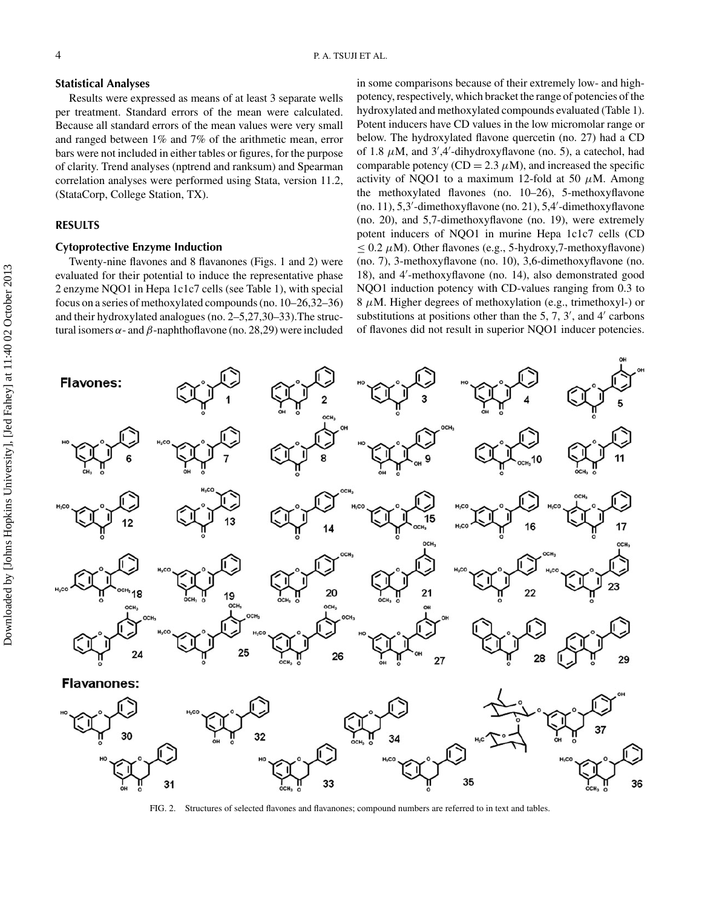### Statistical Analyses

Results were expressed as means of at least 3 separate wells per treatment. Standard errors of the mean were calculated. Because all standard errors of the mean values were very small and ranged between 1% and 7% of the arithmetic mean, error bars were not included in either tables or figures, for the purpose of clarity. Trend analyses (nptrend and ranksum) and Spearman correlation analyses were performed using Stata, version 11.2, (StataCorp, College Station, TX).

## RESULTS

### Cytoprotective Enzyme Induction

Twenty-nine flavones and 8 flavanones (Figs. 1 and 2) were evaluated for their potential to induce the representative phase 2 enzyme NQO1 in Hepa 1c1c7 cells (see Table 1), with special focus on a series of methoxylated compounds (no. 10–26,32–36) and their hydroxylated analogues (no. 2–5,27,30–33).The structural isomers $\alpha$- and $\beta$-naphthoflavone (no. 28,29) were included in some comparisons because of their extremely low- and high-potency, respectively, which bracket the range of potencies of the hydroxylated and methoxylated compounds evaluated (Table 1). Potent inducers have CD values in the low micromolar range or below. The hydroxylated flavone quercetin (no. 27) had a CD of 1.8 $\mu$M, and 3′,4′-dihydroxyflavone (no. 5), a catechol, had comparable potency (CD = 2.3 $\mu$M), and increased the specific activity of NQO1 to a maximum 12-fold at 50 $\mu$M. Among the methoxylated flavones (no. 10–26), 5-methoxyflavone (no. 11), 5,3′-dimethoxyflavone (no. 21), 5,4′-dimethoxyflavone (no. 20), and 5,7-dimethoxyflavone (no. 19), were extremely potent inducers of NQO1 in murine Hepa 1c1c7 cells (CD $\leq$ 0.2 $\mu$M). Other flavones (e.g., 5-hydroxy,7-methoxyflavone) (no. 7), 3-methoxyflavone (no. 10), 3,6-dimethoxyflavone (no. 18), and 4′-methoxyflavone (no. 14), also demonstrated good NQO1 induction potency with CD-values ranging from 0.3 to 8 $\mu$M. Higher degrees of methoxylation (e.g., trimethoxyl-) or substitutions at positions other than the 5, 7, 3′, and 4′ carbons of flavones did not result in superior NQO1 inducer potencies.

FIG. 2. Structures of selected flavones and flavanones; compound numbers are referred to in text and tables.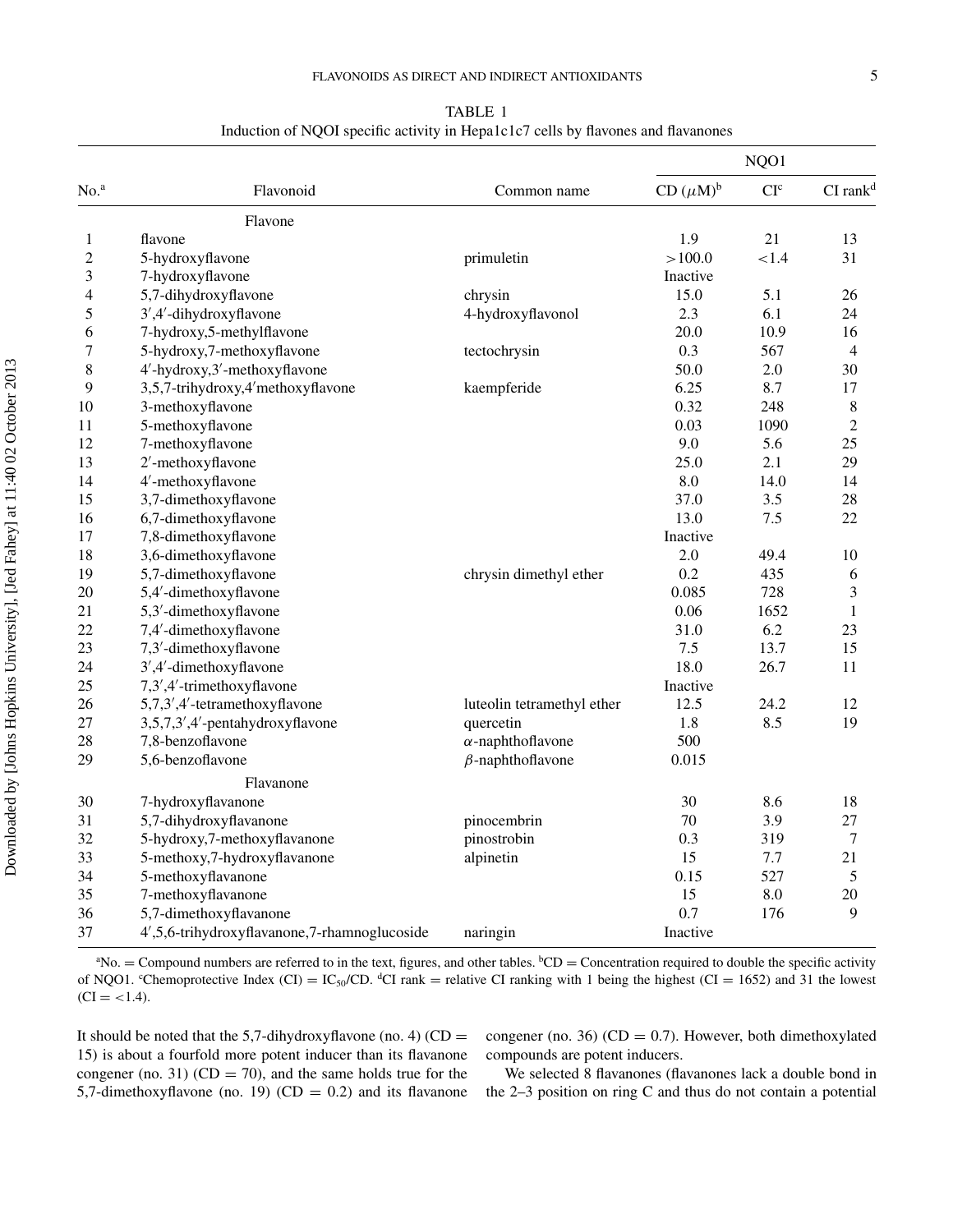TABLE 1
Induction of NQOI specific activity in Hepa1c1c7 cells by flavones and flavanones

| No.[a] | Flavonoid | Common name | NQO1 | | |
|---|---|---|---|---|---|
| | | | CD (μM)[b] | CI[c] | CI rank[d] |
| | **Flavone** | | | | |
| 1 | flavone | | 1.9 | 21 | 13 |
| 2 | 5-hydroxyflavone | primuletin | >100.0 | <1.4 | 31 |
| 3 | 7-hydroxyflavone | | Inactive | | |
| 4 | 5,7-dihydroxyflavone | chrysin | 15.0 | 5.1 | 26 |
| 5 | 3′,4′-dihydroxyflavone | 4-hydroxyflavonol | 2.3 | 6.1 | 24 |
| 6 | 7-hydroxy,5-methylflavone | | 20.0 | 10.9 | 16 |
| 7 | 5-hydroxy,7-methoxyflavone | tectochrysin | 0.3 | 567 | 4 |
| 8 | 4′-hydroxy,3′-methoxyflavone | | 50.0 | 2.0 | 30 |
| 9 | 3,5,7-trihydroxy,4′methoxyflavone | kaempferide | 6.25 | 8.7 | 17 |
| 10 | 3-methoxyflavone | | 0.32 | 248 | 8 |
| 11 | 5-methoxyflavone | | 0.03 | 1090 | 2 |
| 12 | 7-methoxyflavone | | 9.0 | 5.6 | 25 |
| 13 | 2′-methoxyflavone | | 25.0 | 2.1 | 29 |
| 14 | 4′-methoxyflavone | | 8.0 | 14.0 | 14 |
| 15 | 3,7-dimethoxyflavone | | 37.0 | 3.5 | 28 |
| 16 | 6,7-dimethoxyflavone | | 13.0 | 7.5 | 22 |
| 17 | 7,8-dimethoxyflavone | | Inactive | | |
| 18 | 3,6-dimethoxyflavone | | 2.0 | 49.4 | 10 |
| 19 | 5,7-dimethoxyflavone | chrysin dimethyl ether | 0.2 | 435 | 6 |
| 20 | 5,4′-dimethoxyflavone | | 0.085 | 728 | 3 |
| 21 | 5,3′-dimethoxyflavone | | 0.06 | 1652 | 1 |
| 22 | 7,4′-dimethoxyflavone | | 31.0 | 6.2 | 23 |
| 23 | 7,3′-dimethoxyflavone | | 7.5 | 13.7 | 15 |
| 24 | 3′,4′-dimethoxyflavone | | 18.0 | 26.7 | 11 |
| 25 | 7,3′,4′-trimethoxyflavone | | Inactive | | |
| 26 | 5,7,3′,4′-tetramethoxyflavone | luteolin tetramethyl ether | 12.5 | 24.2 | 12 |
| 27 | 3,5,7,3′,4′-pentahydroxyflavone | quercetin | 1.8 | 8.5 | 19 |
| 28 | 7,8-benzoflavone | α-naphthoflavone | 500 | | |
| 29 | 5,6-benzoflavone | β-naphthoflavone | 0.015 | | |
| | **Flavanone** | | | | |
| 30 | 7-hydroxyflavanone | | 30 | 8.6 | 18 |
| 31 | 5,7-dihydroxyflavanone | pinocembrin | 70 | 3.9 | 27 |
| 32 | 5-hydroxy,7-methoxyflavanone | pinostrobin | 0.3 | 319 | 7 |
| 33 | 5-methoxy,7-hydroxyflavanone | alpinetin | 15 | 7.7 | 21 |
| 34 | 5-methoxyflavanone | | 0.15 | 527 | 5 |
| 35 | 7-methoxyflavanone | | 15 | 8.0 | 20 |
| 36 | 5,7-dimethoxyflavanone | | 0.7 | 176 | 9 |
| 37 | 4′,5,6-trihydroxyflavanone,7-rhamnoglucoside | naringin | Inactive | | |

[a]No. = Compound numbers are referred to in the text, figures, and other tables. [b]CD = Concentration required to double the specific activity of NQO1. [c]Chemoprotective Index (CI) = $IC_{50}$/CD. [d]CI rank = relative CI ranking with 1 being the highest (CI = 1652) and 31 the lowest (CI = <1.4).

It should be noted that the 5,7-dihydroxyflavone (no. 4) (CD = 15) is about a fourfold more potent inducer than its flavanone congener (no. 31) (CD = 70), and the same holds true for the 5,7-dimethoxyflavone (no. 19) (CD = 0.2) and its flavanone congener (no. 36) (CD = 0.7). However, both dimethoxylated compounds are potent inducers.

We selected 8 flavanones (flavanones lack a double bond in the 2–3 position on ring C and thus do not contain a potential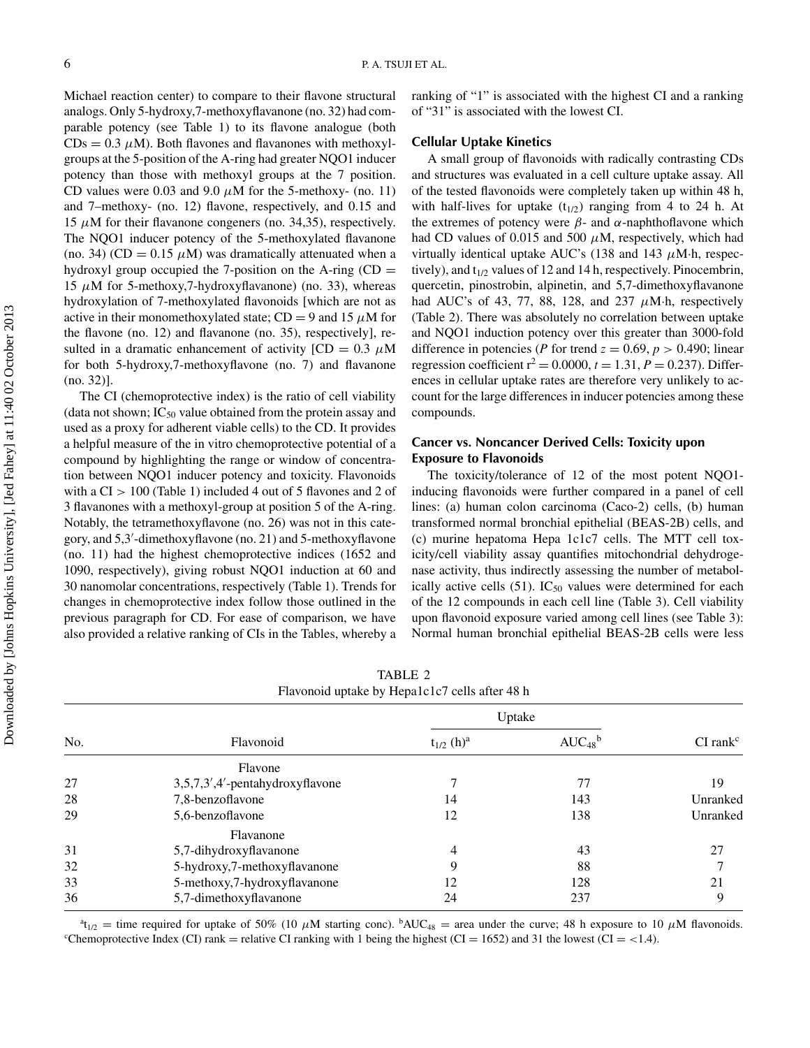Michael reaction center) to compare to their flavone structural analogs. Only 5-hydroxy,7-methoxyflavanone (no. 32) had comparable potency (see Table 1) to its flavone analogue (both CDs = 0.3 $\mu$M). Both flavones and flavanones with methoxyl-groups at the 5-position of the A-ring had greater NQO1 inducer potency than those with methoxyl groups at the 7 position. CD values were 0.03 and 9.0 $\mu$M for the 5-methoxy- (no. 11) and 7–methoxy- (no. 12) flavone, respectively, and 0.15 and 15 $\mu$M for their flavanone congeners (no. 34,35), respectively. The NQO1 inducer potency of the 5-methoxylated flavanone (no. 34) (CD = 0.15 $\mu$M) was dramatically attenuated when a hydroxyl group occupied the 7-position on the A-ring (CD = 15 $\mu$M for 5-methoxy,7-hydroxyflavanone) (no. 33), whereas hydroxylation of 7-methoxylated flavonoids [which are not as active in their monomethoxylated state; CD = 9 and 15 $\mu$M for the flavone (no. 12) and flavanone (no. 35), respectively], resulted in a dramatic enhancement of activity [CD = 0.3 $\mu$M for both 5-hydroxy,7-methoxyflavone (no. 7) and flavanone (no. 32)].

The CI (chemoprotective index) is the ratio of cell viability (data not shown; $IC_{50}$ value obtained from the protein assay and used as a proxy for adherent viable cells) to the CD. It provides a helpful measure of the in vitro chemoprotective potential of a compound by highlighting the range or window of concentration between NQO1 inducer potency and toxicity. Flavonoids with a CI > 100 (Table 1) included 4 out of 5 flavones and 2 of 3 flavanones with a methoxyl-group at position 5 of the A-ring. Notably, the tetramethoxyflavone (no. 26) was not in this category, and 5,3′-dimethoxyflavone (no. 21) and 5-methoxyflavone (no. 11) had the highest chemoprotective indices (1652 and 1090, respectively), giving robust NQO1 induction at 60 and 30 nanomolar concentrations, respectively (Table 1). Trends for changes in chemoprotective index follow those outlined in the previous paragraph for CD. For ease of comparison, we have also provided a relative ranking of CIs in the Tables, whereby a ranking of "1" is associated with the highest CI and a ranking of "31" is associated with the lowest CI.

### Cellular Uptake Kinetics

A small group of flavonoids with radically contrasting CDs and structures was evaluated in a cell culture uptake assay. All of the tested flavonoids were completely taken up within 48 h, with half-lives for uptake ($t_{1/2}$) ranging from 4 to 24 h. At the extremes of potency were $\beta$- and $\alpha$-naphthoflavone which had CD values of 0.015 and 500 $\mu$M, respectively, which had virtually identical uptake AUC's (138 and 143 $\mu$M·h, respectively), and $t_{1/2}$ values of 12 and 14 h, respectively. Pinocembrin, quercetin, pinostrobin, alpinetin, and 5,7-dimethoxyflavanone had AUC's of 43, 77, 88, 128, and 237 $\mu$M·h, respectively (Table 2). There was absolutely no correlation between uptake and NQO1 induction potency over this greater than 3000-fold difference in potencies ($P$ for trend $z = 0.69$, $p > 0.490$; linear regression coefficient $r^2 = 0.0000$, $t = 1.31$, $P = 0.237$). Differences in cellular uptake rates are therefore very unlikely to account for the large differences in inducer potencies among these compounds.

### Cancer vs. Noncancer Derived Cells: Toxicity upon Exposure to Flavonoids

The toxicity/tolerance of 12 of the most potent NQO1-inducing flavonoids were further compared in a panel of cell lines: (a) human colon carcinoma (Caco-2) cells, (b) human transformed normal bronchial epithelial (BEAS-2B) cells, and (c) murine hepatoma Hepa 1c1c7 cells. The MTT cell toxicity/cell viability assay quantifies mitochondrial dehydrogenase activity, thus indirectly assessing the number of metabolically active cells (51). $IC_{50}$ values were determined for each of the 12 compounds in each cell line (Table 3). Cell viability upon flavonoid exposure varied among cell lines (see Table 3): Normal human bronchial epithelial BEAS-2B cells were less

TABLE 2
Flavonoid uptake by Hepa1c1c7 cells after 48 h

| No. | Flavonoid | Uptake | | CI rank[c] |
|---|---|---|---|---|
| | | $t_{1/2}$ (h)[a] | $AUC_{48}$[b] | |
| | Flavone | | | |
| 27 | 3,5,7,3′,4′-pentahydroxyflavone | 7 | 77 | 19 |
| 28 | 7,8-benzoflavone | 14 | 143 | Unranked |
| 29 | 5,6-benzoflavone | 12 | 138 | Unranked |
| | Flavanone | | | |
| 31 | 5,7-dihydroxyflavanone | 4 | 43 | 27 |
| 32 | 5-hydroxy,7-methoxyflavanone | 9 | 88 | 7 |
| 33 | 5-methoxy,7-hydroxyflavanone | 12 | 128 | 21 |
| 36 | 5,7-dimethoxyflavanone | 24 | 237 | 9 |

[a]$t_{1/2}$ = time required for uptake of 50% (10 $\mu$M starting conc). [b]$AUC_{48}$ = area under the curve; 48 h exposure to 10 $\mu$M flavonoids. [c]Chemoprotective Index (CI) rank = relative CI ranking with 1 being the highest (CI = 1652) and 31 the lowest (CI = <1.4).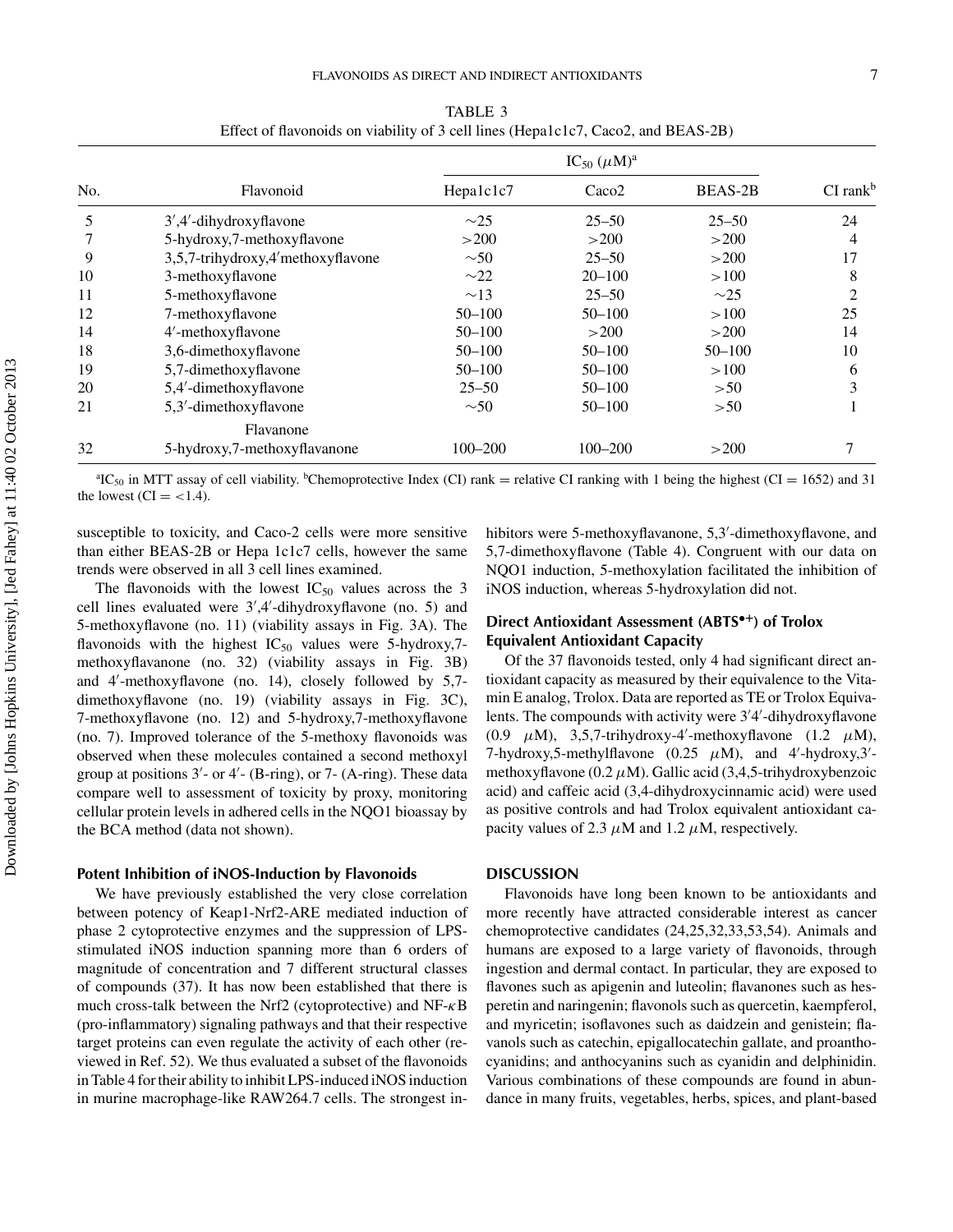TABLE 3
Effect of flavonoids on viability of 3 cell lines (Hepa1c1c7, Caco2, and BEAS-2B)

| No. | Flavonoid | $IC_{50}$ ($\mu$M)[a] | | | CI rank[b] |
|---|---|---|---|---|---|
| | | Hepa1c1c7 | Caco2 | BEAS-2B | |
| 5 | 3′,4′-dihydroxyflavone | ∼25 | 25–50 | 25–50 | 24 |
| 7 | 5-hydroxy,7-methoxyflavone | >200 | >200 | >200 | 4 |
| 9 | 3,5,7-trihydroxy,4′methoxyflavone | ∼50 | 25–50 | >200 | 17 |
| 10 | 3-methoxyflavone | ∼22 | 20–100 | >100 | 8 |
| 11 | 5-methoxyflavone | ∼13 | 25–50 | ∼25 | 2 |
| 12 | 7-methoxyflavone | 50–100 | 50–100 | >100 | 25 |
| 14 | 4′-methoxyflavone | 50–100 | >200 | >200 | 14 |
| 18 | 3,6-dimethoxyflavone | 50–100 | 50–100 | 50–100 | 10 |
| 19 | 5,7-dimethoxyflavone | 50–100 | 50–100 | >100 | 6 |
| 20 | 5,4′-dimethoxyflavone | 25–50 | 50–100 | >50 | 3 |
| 21 | 5,3′-dimethoxyflavone | ∼50 | 50–100 | >50 | 1 |
| | Flavanone | | | | |
| 32 | 5-hydroxy,7-methoxyflavanone | 100–200 | 100–200 | >200 | 7 |

[a]$IC_{50}$ in MTT assay of cell viability. [b]Chemoprotective Index (CI) rank = relative CI ranking with 1 being the highest (CI = 1652) and 31 the lowest (CI = <1.4).

susceptible to toxicity, and Caco-2 cells were more sensitive than either BEAS-2B or Hepa 1c1c7 cells, however the same trends were observed in all 3 cell lines examined.

The flavonoids with the lowest $IC_{50}$ values across the 3 cell lines evaluated were 3′,4′-dihydroxyflavone (no. 5) and 5-methoxyflavone (no. 11) (viability assays in Fig. 3A). The flavonoids with the highest $IC_{50}$ values were 5-hydroxy,7-methoxyflavanone (no. 32) (viability assays in Fig. 3B) and 4′-methoxyflavone (no. 14), closely followed by 5,7-dimethoxyflavone (no. 19) (viability assays in Fig. 3C), 7-methoxyflavone (no. 12) and 5-hydroxy,7-methoxyflavone (no. 7). Improved tolerance of the 5-methoxy flavonoids was observed when these molecules contained a second methoxyl group at positions 3′- or 4′- (B-ring), or 7- (A-ring). These data compare well to assessment of toxicity by proxy, monitoring cellular protein levels in adhered cells in the NQO1 bioassay by the BCA method (data not shown).

### Potent Inhibition of iNOS-Induction by Flavonoids

We have previously established the very close correlation between potency of Keap1-Nrf2-ARE mediated induction of phase 2 cytoprotective enzymes and the suppression of LPS-stimulated iNOS induction spanning more than 6 orders of magnitude of concentration and 7 different structural classes of compounds (37). It has now been established that there is much cross-talk between the Nrf2 (cytoprotective) and NF-$\kappa$B (pro-inflammatory) signaling pathways and that their respective target proteins can even regulate the activity of each other (reviewed in Ref. 52). We thus evaluated a subset of the flavonoids in Table 4 for their ability to inhibit LPS-induced iNOS induction in murine macrophage-like RAW264.7 cells. The strongest inhibitors were 5-methoxyflavanone, 5,3′-dimethoxyflavone, and 5,7-dimethoxyflavone (Table 4). Congruent with our data on NQO1 induction, 5-methoxylation facilitated the inhibition of iNOS induction, whereas 5-hydroxylation did not.

### Direct Antioxidant Assessment ($ABTS^{\bullet+}$) of Trolox Equivalent Antioxidant Capacity

Of the 37 flavonoids tested, only 4 had significant direct antioxidant capacity as measured by their equivalence to the Vitamin E analog, Trolox. Data are reported as TE or Trolox Equivalents. The compounds with activity were 3′4′-dihydroxyflavone (0.9 $\mu$M), 3,5,7-trihydroxy-4′-methoxyflavone (1.2 $\mu$M), 7-hydroxy,5-methylflavone (0.25 $\mu$M), and 4′-hydroxy,3′-methoxyflavone (0.2 $\mu$M). Gallic acid (3,4,5-trihydroxybenzoic acid) and caffeic acid (3,4-dihydroxycinnamic acid) were used as positive controls and had Trolox equivalent antioxidant capacity values of 2.3 $\mu$M and 1.2 $\mu$M, respectively.

## DISCUSSION

Flavonoids have long been known to be antioxidants and more recently have attracted considerable interest as cancer chemoprotective candidates (24,25,32,33,53,54). Animals and humans are exposed to a large variety of flavonoids, through ingestion and dermal contact. In particular, they are exposed to flavones such as apigenin and luteolin; flavanones such as hesperetin and naringenin; flavonols such as quercetin, kaempferol, and myricetin; isoflavones such as daidzein and genistein; flavanols such as catechin, epigallocatechin gallate, and proanthocyanidins; and anthocyanins such as cyanidin and delphinidin. Various combinations of these compounds are found in abundance in many fruits, vegetables, herbs, spices, and plant-based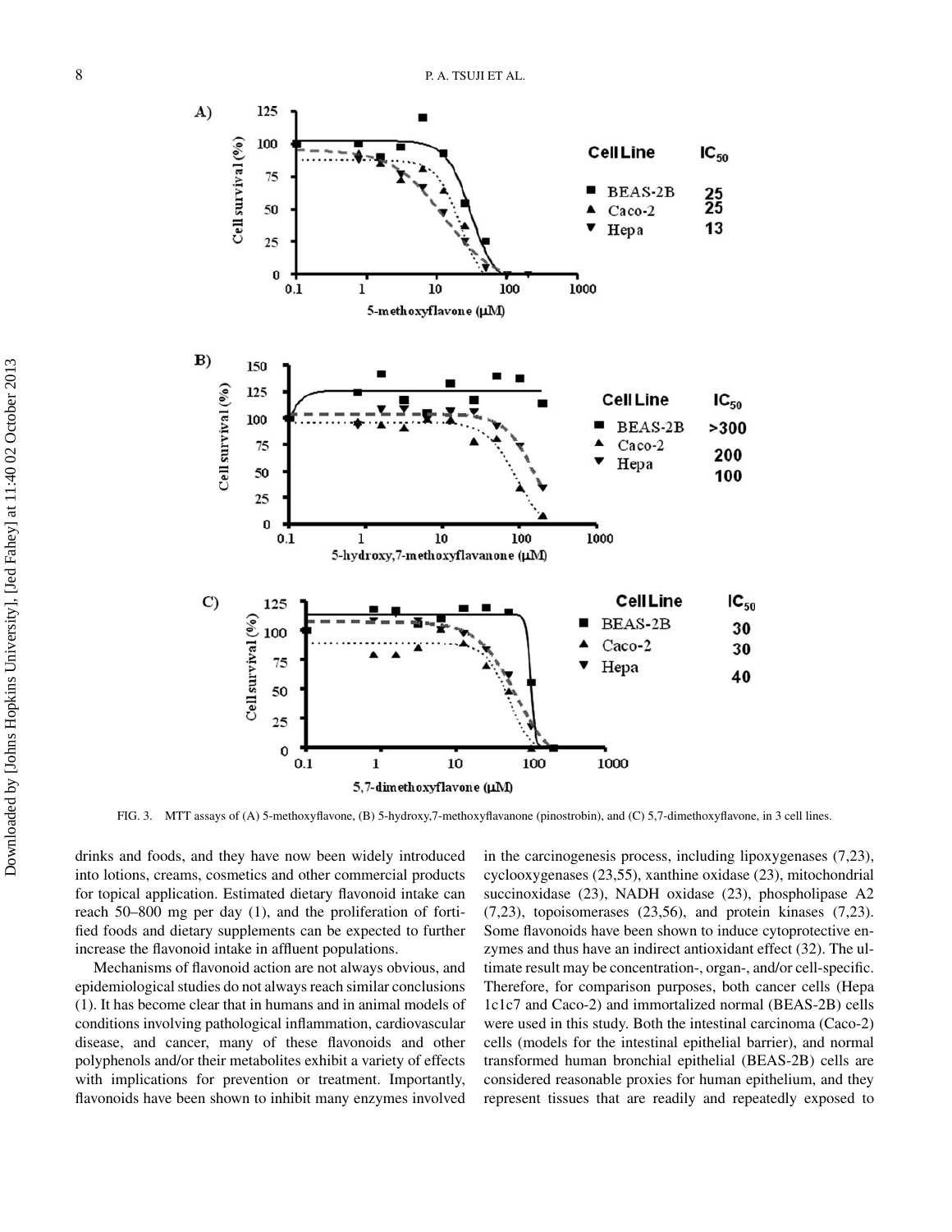FIG. 3. MTT assays of (A) 5-methoxyflavone, (B) 5-hydroxy,7-methoxyflavanone (pinostrobin), and (C) 5,7-dimethoxyflavone, in 3 cell lines.

drinks and foods, and they have now been widely introduced into lotions, creams, cosmetics and other commercial products for topical application. Estimated dietary flavonoid intake can reach 50–800 mg per day (1), and the proliferation of fortified foods and dietary supplements can be expected to further increase the flavonoid intake in affluent populations.

Mechanisms of flavonoid action are not always obvious, and epidemiological studies do not always reach similar conclusions (1). It has become clear that in humans and in animal models of conditions involving pathological inflammation, cardiovascular disease, and cancer, many of these flavonoids and other polyphenols and/or their metabolites exhibit a variety of effects with implications for prevention or treatment. Importantly, flavonoids have been shown to inhibit many enzymes involved in the carcinogenesis process, including lipoxygenases (7,23), cyclooxygenases (23,55), xanthine oxidase (23), mitochondrial succinoxidase (23), NADH oxidase (23), phospholipase A2 (7,23), topoisomerases (23,56), and protein kinases (7,23). Some flavonoids have been shown to induce cytoprotective enzymes and thus have an indirect antioxidant effect (32). The ultimate result may be concentration-, organ-, and/or cell-specific. Therefore, for comparison purposes, both cancer cells (Hepa 1c1c7 and Caco-2) and immortalized normal (BEAS-2B) cells were used in this study. Both the intestinal carcinoma (Caco-2) cells (models for the intestinal epithelial barrier), and normal transformed human bronchial epithelial (BEAS-2B) cells are considered reasonable proxies for human epithelium, and they represent tissues that are readily and repeatedly exposed to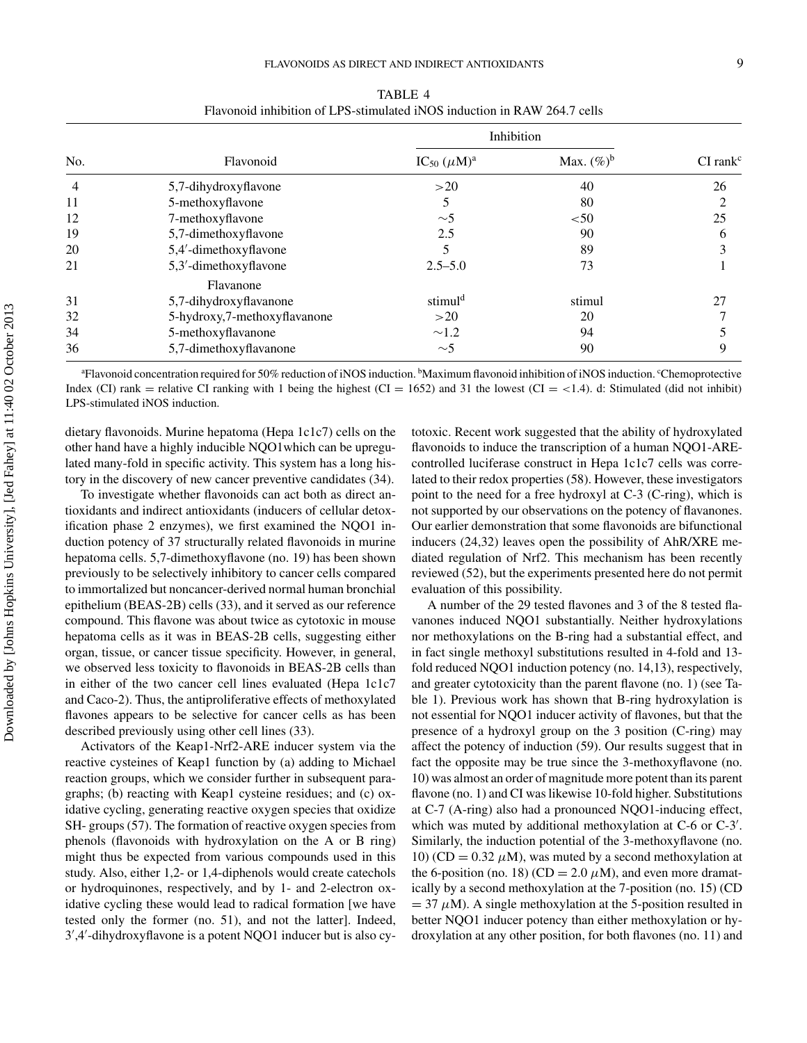TABLE 4
Flavonoid inhibition of LPS-stimulated iNOS induction in RAW 264.7 cells

| No. | Flavonoid | Inhibition | | CI rank[c] |
|---|---|---|---|---|
| | | $IC_{50}$ ($\mu$M)[a] | Max. (%)[b] | |
| 4 | 5,7-dihydroxyflavone | >20 | 40 | 26 |
| 11 | 5-methoxyflavone | 5 | 80 | 2 |
| 12 | 7-methoxyflavone | ∼5 | <50 | 25 |
| 19 | 5,7-dimethoxyflavone | 2.5 | 90 | 6 |
| 20 | 5,4′-dimethoxyflavone | 5 | 89 | 3 |
| 21 | 5,3′-dimethoxyflavone | 2.5–5.0 | 73 | 1 |
| | Flavanone | | | |
| 31 | 5,7-dihydroxyflavanone | stimul[d] | stimul | 27 |
| 32 | 5-hydroxy,7-methoxyflavanone | >20 | 20 | 7 |
| 34 | 5-methoxyflavanone | ∼1.2 | 94 | 5 |
| 36 | 5,7-dimethoxyflavanone | ∼5 | 90 | 9 |

[a]Flavonoid concentration required for 50% reduction of iNOS induction. [b]Maximum flavonoid inhibition of iNOS induction. [c]Chemoprotective Index (CI) rank = relative CI ranking with 1 being the highest (CI = 1652) and 31 the lowest (CI = <1.4). d: Stimulated (did not inhibit) LPS-stimulated iNOS induction.

dietary flavonoids. Murine hepatoma (Hepa 1c1c7) cells on the other hand have a highly inducible NQO1which can be upregulated many-fold in specific activity. This system has a long history in the discovery of new cancer preventive candidates (34).

To investigate whether flavonoids can act both as direct antioxidants and indirect antioxidants (inducers of cellular detoxification phase 2 enzymes), we first examined the NQO1 induction potency of 37 structurally related flavonoids in murine hepatoma cells. 5,7-dimethoxyflavone (no. 19) has been shown previously to be selectively inhibitory to cancer cells compared to immortalized but noncancer-derived normal human bronchial epithelium (BEAS-2B) cells (33), and it served as our reference compound. This flavone was about twice as cytotoxic in mouse hepatoma cells as it was in BEAS-2B cells, suggesting either organ, tissue, or cancer tissue specificity. However, in general, we observed less toxicity to flavonoids in BEAS-2B cells than in either of the two cancer cell lines evaluated (Hepa 1c1c7 and Caco-2). Thus, the antiproliferative effects of methoxylated flavones appears to be selective for cancer cells as has been described previously using other cell lines (33).

Activators of the Keap1-Nrf2-ARE inducer system via the reactive cysteines of Keap1 function by (a) adding to Michael reaction groups, which we consider further in subsequent paragraphs; (b) reacting with Keap1 cysteine residues; and (c) oxidative cycling, generating reactive oxygen species that oxidize SH- groups (57). The formation of reactive oxygen species from phenols (flavonoids with hydroxylation on the A or B ring) might thus be expected from various compounds used in this study. Also, either 1,2- or 1,4-diphenols would create catechols or hydroquinones, respectively, and by 1- and 2-electron oxidative cycling these would lead to radical formation [we have tested only the former (no. 51), and not the latter]. Indeed, 3′,4′-dihydroxyflavone is a potent NQO1 inducer but is also cytotoxic. Recent work suggested that the ability of hydroxylated flavonoids to induce the transcription of a human NQO1-ARE-controlled luciferase construct in Hepa 1c1c7 cells was correlated to their redox properties (58). However, these investigators point to the need for a free hydroxyl at C-3 (C-ring), which is not supported by our observations on the potency of flavanones. Our earlier demonstration that some flavonoids are bifunctional inducers (24,32) leaves open the possibility of AhR/XRE mediated regulation of Nrf2. This mechanism has been recently reviewed (52), but the experiments presented here do not permit evaluation of this possibility.

A number of the 29 tested flavones and 3 of the 8 tested flavanones induced NQO1 substantially. Neither hydroxylations nor methoxylations on the B-ring had a substantial effect, and in fact single methoxyl substitutions resulted in 4-fold and 13-fold reduced NQO1 induction potency (no. 14,13), respectively, and greater cytotoxicity than the parent flavone (no. 1) (see Table 1). Previous work has shown that B-ring hydroxylation is not essential for NQO1 inducer activity of flavones, but that the presence of a hydroxyl group on the 3 position (C-ring) may affect the potency of induction (59). Our results suggest that in fact the opposite may be true since the 3-methoxyflavone (no. 10) was almost an order of magnitude more potent than its parent flavone (no. 1) and CI was likewise 10-fold higher. Substitutions at C-7 (A-ring) also had a pronounced NQO1-inducing effect, which was muted by additional methoxylation at C-6 or C-3′. Similarly, the induction potential of the 3-methoxyflavone (no. 10) (CD = 0.32 $\mu$M), was muted by a second methoxylation at the 6-position (no. 18) (CD = 2.0 $\mu$M), and even more dramatically by a second methoxylation at the 7-position (no. 15) (CD = 37 $\mu$M). A single methoxylation at the 5-position resulted in better NQO1 inducer potency than either methoxylation or hydroxylation at any other position, for both flavones (no. 11) and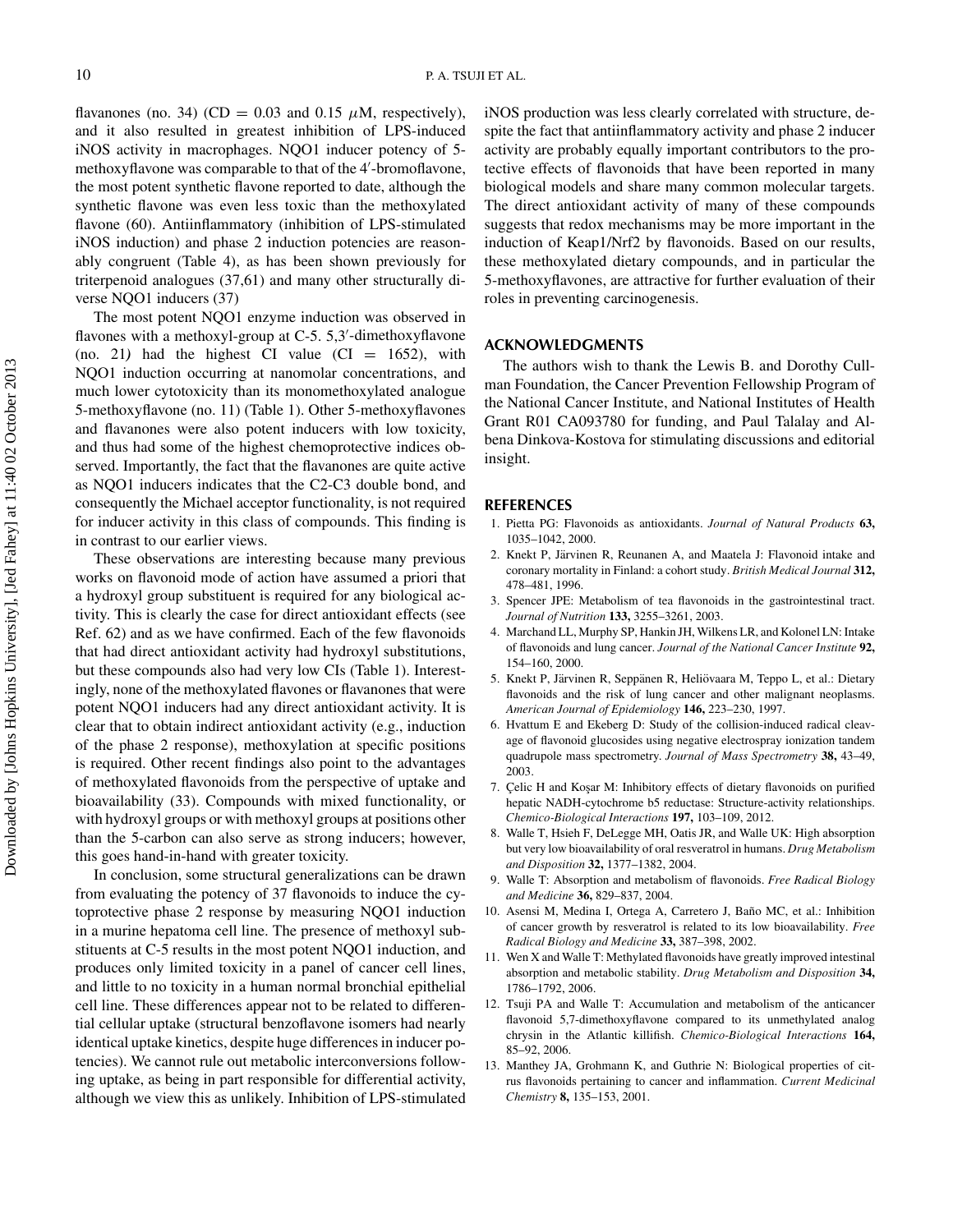flavanones (no. 34) (CD = 0.03 and 0.15 $\mu$M, respectively), and it also resulted in greatest inhibition of LPS-induced iNOS activity in macrophages. NQO1 inducer potency of 5-methoxyflavone was comparable to that of the 4′-bromoflavone, the most potent synthetic flavone reported to date, although the synthetic flavone was even less toxic than the methoxylated flavone (60). Antiinflammatory (inhibition of LPS-stimulated iNOS induction) and phase 2 induction potencies are reasonably congruent (Table 4), as has been shown previously for triterpenoid analogues (37,61) and many other structurally diverse NQO1 inducers (37)

The most potent NQO1 enzyme induction was observed in flavones with a methoxyl-group at C-5. 5,3′-dimethoxyflavone (no. 21) had the highest CI value (CI = 1652), with NQO1 induction occurring at nanomolar concentrations, and much lower cytotoxicity than its monomethoxylated analogue 5-methoxyflavone (no. 11) (Table 1). Other 5-methoxyflavones and flavanones were also potent inducers with low toxicity, and thus had some of the highest chemoprotective indices observed. Importantly, the fact that the flavanones are quite active as NQO1 inducers indicates that the C2-C3 double bond, and consequently the Michael acceptor functionality, is not required for inducer activity in this class of compounds. This finding is in contrast to our earlier views.

These observations are interesting because many previous works on flavonoid mode of action have assumed a priori that a hydroxyl group substituent is required for any biological activity. This is clearly the case for direct antioxidant effects (see Ref. 62) and as we have confirmed. Each of the few flavonoids that had direct antioxidant activity had hydroxyl substitutions, but these compounds also had very low CIs (Table 1). Interestingly, none of the methoxylated flavones or flavanones that were potent NQO1 inducers had any direct antioxidant activity. It is clear that to obtain indirect antioxidant activity (e.g., induction of the phase 2 response), methoxylation at specific positions is required. Other recent findings also point to the advantages of methoxylated flavonoids from the perspective of uptake and bioavailability (33). Compounds with mixed functionality, or with hydroxyl groups or with methoxyl groups at positions other than the 5-carbon can also serve as strong inducers; however, this goes hand-in-hand with greater toxicity.

In conclusion, some structural generalizations can be drawn from evaluating the potency of 37 flavonoids to induce the cytoprotective phase 2 response by measuring NQO1 induction in a murine hepatoma cell line. The presence of methoxyl substituents at C-5 results in the most potent NQO1 induction, and produces only limited toxicity in a panel of cancer cell lines, and little to no toxicity in a human normal bronchial epithelial cell line. These differences appear not to be related to differential cellular uptake (structural benzoflavone isomers had nearly identical uptake kinetics, despite huge differences in inducer potencies). We cannot rule out metabolic interconversions following uptake, as being in part responsible for differential activity, although we view this as unlikely. Inhibition of LPS-stimulated iNOS production was less clearly correlated with structure, despite the fact that antiinflammatory activity and phase 2 inducer activity are probably equally important contributors to the protective effects of flavonoids that have been reported in many biological models and share many common molecular targets. The direct antioxidant activity of many of these compounds suggests that redox mechanisms may be more important in the induction of Keap1/Nrf2 by flavonoids. Based on our results, these methoxylated dietary compounds, and in particular the 5-methoxyflavones, are attractive for further evaluation of their roles in preventing carcinogenesis.

## ACKNOWLEDGMENTS

The authors wish to thank the Lewis B. and Dorothy Cullman Foundation, the Cancer Prevention Fellowship Program of the National Cancer Institute, and National Institutes of Health Grant R01 CA093780 for funding, and Paul Talalay and Albena Dinkova-Kostova for stimulating discussions and editorial insight.

## REFERENCES

1. Pietta PG: Flavonoids as antioxidants. *Journal of Natural Products* **63,** 1035–1042, 2000.
2. Knekt P, Järvinen R, Reunanen A, and Maatela J: Flavonoid intake and coronary mortality in Finland: a cohort study. *British Medical Journal* **312,** 478–481, 1996.
3. Spencer JPE: Metabolism of tea flavonoids in the gastrointestinal tract. *Journal of Nutrition* **133,** 3255–3261, 2003.
4. Marchand LL, Murphy SP, Hankin JH, Wilkens LR, and Kolonel LN: Intake of flavonoids and lung cancer. *Journal of the National Cancer Institute* **92,** 154–160, 2000.
5. Knekt P, Järvinen R, Seppänen R, Heliövaara M, Teppo L, et al.: Dietary flavonoids and the risk of lung cancer and other malignant neoplasms. *American Journal of Epidemiology* **146,** 223–230, 1997.
6. Hvattum E and Ekeberg D: Study of the collision-induced radical cleavage of flavonoid glucosides using negative electrospray ionization tandem quadrupole mass spectrometry. *Journal of Mass Spectrometry* **38,** 43–49, 2003.
7. Çelic H and Koşar M: Inhibitory effects of dietary flavonoids on purified hepatic NADH-cytochrome b5 reductase: Structure-activity relationships. *Chemico-Biological Interactions* **197,** 103–109, 2012.
8. Walle T, Hsieh F, DeLegge MH, Oatis JR, and Walle UK: High absorption but very low bioavailability of oral resveratrol in humans. *Drug Metabolism and Disposition* **32,** 1377–1382, 2004.
9. Walle T: Absorption and metabolism of flavonoids. *Free Radical Biology and Medicine* **36,** 829–837, 2004.
10. Asensi M, Medina I, Ortega A, Carretero J, Baño MC, et al.: Inhibition of cancer growth by resveratrol is related to its low bioavailability. *Free Radical Biology and Medicine* **33,** 387–398, 2002.
11. Wen X and Walle T: Methylated flavonoids have greatly improved intestinal absorption and metabolic stability. *Drug Metabolism and Disposition* **34,** 1786–1792, 2006.
12. Tsuji PA and Walle T: Accumulation and metabolism of the anticancer flavonoid 5,7-dimethoxyflavone compared to its unmethylated analog chrysin in the Atlantic killifish. *Chemico-Biological Interactions* **164,** 85–92, 2006.
13. Manthey JA, Grohmann K, and Guthrie N: Biological properties of citrus flavonoids pertaining to cancer and inflammation. *Current Medicinal Chemistry* **8,** 135–153, 2001.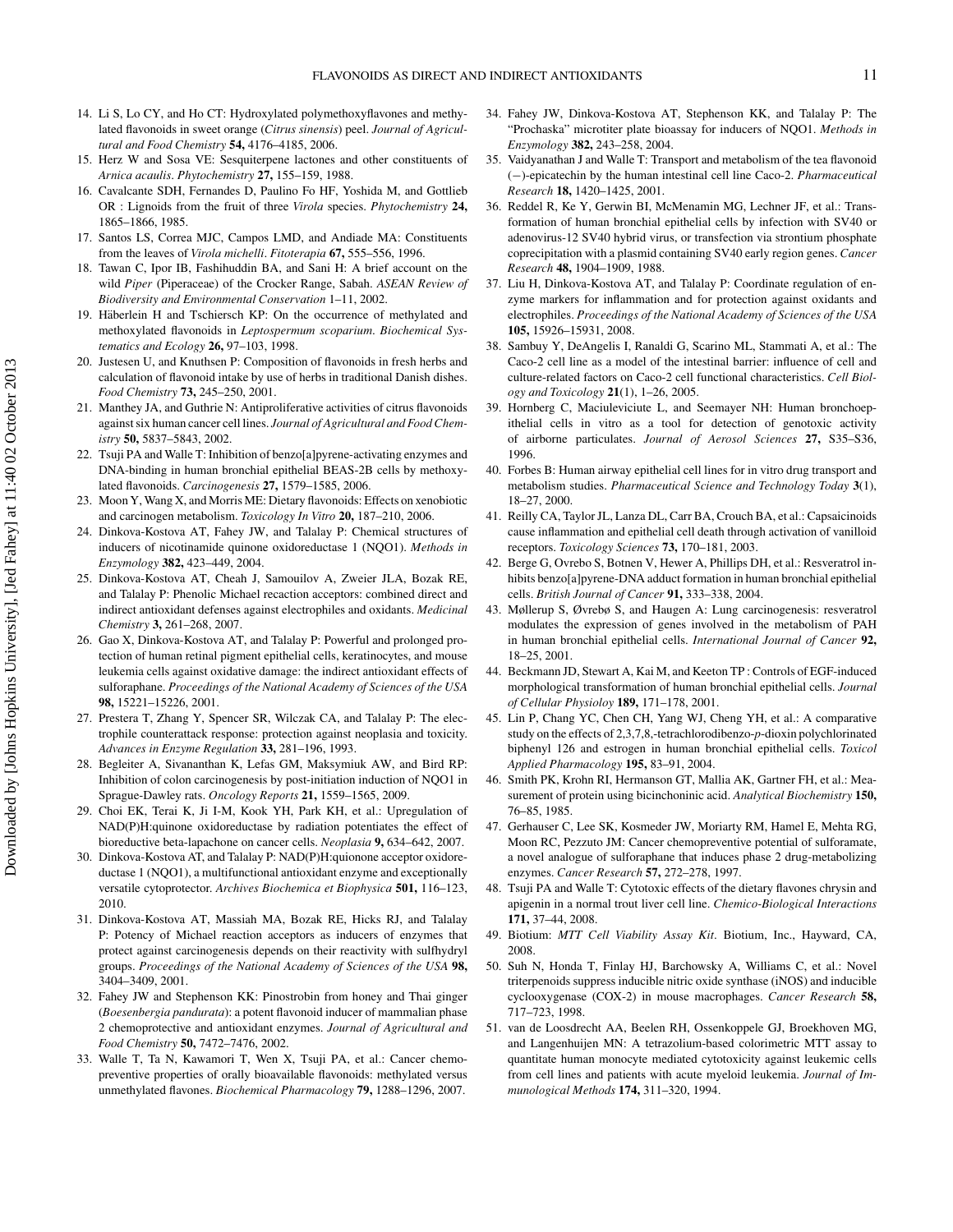14. Li S, Lo CY, and Ho CT: Hydroxylated polymethoxyflavones and methylated flavonoids in sweet orange (*Citrus sinensis*) peel. *Journal of Agricultural and Food Chemistry* **54,** 4176–4185, 2006.
15. Herz W and Sosa VE: Sesquiterpene lactones and other constituents of *Arnica acaulis*. *Phytochemistry* **27,** 155–159, 1988.
16. Cavalcante SDH, Fernandes D, Paulino Fo HF, Yoshida M, and Gottlieb OR : Lignoids from the fruit of three *Virola* species. *Phytochemistry* **24,** 1865–1866, 1985.
17. Santos LS, Correa MJC, Campos LMD, and Andiade MA: Constituents from the leaves of *Virola michelli*. *Fitoterapia* **67,** 555–556, 1996.
18. Tawan C, Ipor IB, Fashihuddin BA, and Sani H: A brief account on the wild *Piper* (Piperaceae) of the Crocker Range, Sabah. *ASEAN Review of Biodiversity and Environmental Conservation* 1–11, 2002.
19. Häberlein H and Tschiersch KP: On the occurrence of methylated and methoxylated flavonoids in *Leptospermum scoparium*. *Biochemical Systematics and Ecology* **26,** 97–103, 1998.
20. Justesen U, and Knuthsen P: Composition of flavonoids in fresh herbs and calculation of flavonoid intake by use of herbs in traditional Danish dishes. *Food Chemistry* **73,** 245–250, 2001.
21. Manthey JA, and Guthrie N: Antiproliferative activities of citrus flavonoids against six human cancer cell lines. *Journal of Agricultural and Food Chemistry* **50,** 5837–5843, 2002.
22. Tsuji PA and Walle T: Inhibition of benzo[a]pyrene-activating enzymes and DNA-binding in human bronchial epithelial BEAS-2B cells by methoxylated flavonoids. *Carcinogenesis* **27,** 1579–1585, 2006.
23. Moon Y, Wang X, and Morris ME: Dietary flavonoids: Effects on xenobiotic and carcinogen metabolism. *Toxicology In Vitro* **20,** 187–210, 2006.
24. Dinkova-Kostova AT, Fahey JW, and Talalay P: Chemical structures of inducers of nicotinamide quinone oxidoreductase 1 (NQO1). *Methods in Enzymology* **382,** 423–449, 2004.
25. Dinkova-Kostova AT, Cheah J, Samouilov A, Zweier JLA, Bozak RE, and Talalay P: Phenolic Michael recaction acceptors: combined direct and indirect antioxidant defenses against electrophiles and oxidants. *Medicinal Chemistry* **3,** 261–268, 2007.
26. Gao X, Dinkova-Kostova AT, and Talalay P: Powerful and prolonged protection of human retinal pigment epithelial cells, keratinocytes, and mouse leukemia cells against oxidative damage: the indirect antioxidant effects of sulforaphane. *Proceedings of the National Academy of Sciences of the USA* **98,** 15221–15226, 2001.
27. Prestera T, Zhang Y, Spencer SR, Wilczak CA, and Talalay P: The electrophile counterattack response: protection against neoplasia and toxicity. *Advances in Enzyme Regulation* **33,** 281–196, 1993.
28. Begleiter A, Sivananthan K, Lefas GM, Maksymiuk AW, and Bird RP: Inhibition of colon carcinogenesis by post-initiation induction of NQO1 in Sprague-Dawley rats. *Oncology Reports* **21,** 1559–1565, 2009.
29. Choi EK, Terai K, Ji I-M, Kook YH, Park KH, et al.: Upregulation of NAD(P)H:quinone oxidoreductase by radiation potentiates the effect of bioreductive beta-lapachone on cancer cells. *Neoplasia* **9,** 634–642, 2007.
30. Dinkova-Kostova AT, and Talalay P: NAD(P)H:quinone acceptor oxidoreductase 1 (NQO1), a multifunctional antioxidant enzyme and exceptionally versatile cytoprotector. *Archives Biochemica et Biophysica* **501,** 116–123, 2010.
31. Dinkova-Kostova AT, Massiah MA, Bozak RE, Hicks RJ, and Talalay P: Potency of Michael reaction acceptors as inducers of enzymes that protect against carcinogenesis depends on their reactivity with sulfhydryl groups. *Proceedings of the National Academy of Sciences of the USA* **98,** 3404–3409, 2001.
32. Fahey JW and Stephenson KK: Pinostrobin from honey and Thai ginger (*Boesenbergia pandurata*): a potent flavonoid inducer of mammalian phase 2 chemoprotective and antioxidant enzymes. *Journal of Agricultural and Food Chemistry* **50,** 7472–7476, 2002.
33. Walle T, Ta N, Kawamori T, Wen X, Tsuji PA, et al.: Cancer chemopreventive properties of orally bioavailable flavonoids: methylated versus unmethylated flavones. *Biochemical Pharmacology* **79,** 1288–1296, 2007.
34. Fahey JW, Dinkova-Kostova AT, Stephenson KK, and Talalay P: The "Prochaska" microtiter plate bioassay for inducers of NQO1. *Methods in Enzymology* **382,** 243–258, 2004.
35. Vaidyanathan J and Walle T: Transport and metabolism of the tea flavonoid (−)-epicatechin by the human intestinal cell line Caco-2. *Pharmaceutical Research* **18,** 1420–1425, 2001.
36. Reddel R, Ke Y, Gerwin BI, McMenamin MG, Lechner JF, et al.: Transformation of human bronchial epithelial cells by infection with SV40 or adenovirus-12 SV40 hybrid virus, or transfection via strontium phosphate coprecipitation with a plasmid containing SV40 early region genes. *Cancer Research* **48,** 1904–1909, 1988.
37. Liu H, Dinkova-Kostova AT, and Talalay P: Coordinate regulation of enzyme markers for inflammation and for protection against oxidants and electrophiles. *Proceedings of the National Academy of Sciences of the USA* **105,** 15926–15931, 2008.
38. Sambuy Y, DeAngelis I, Ranaldi G, Scarino ML, Stammati A, et al.: The Caco-2 cell line as a model of the intestinal barrier: influence of cell and culture-related factors on Caco-2 cell functional characteristics. *Cell Biology and Toxicology* **21**(1), 1–26, 2005.
39. Hornberg C, Maciuleviciute L, and Seemayer NH: Human bronchoepithelial cells in vitro as a tool for detection of genotoxic activity of airborne particulates. *Journal of Aerosol Sciences* **27,** S35–S36, 1996.
40. Forbes B: Human airway epithelial cell lines for in vitro drug transport and metabolism studies. *Pharmaceutical Science and Technology Today* **3**(1), 18–27, 2000.
41. Reilly CA, Taylor JL, Lanza DL, Carr BA, Crouch BA, et al.: Capsaicinoids cause inflammation and epithelial cell death through activation of vanilloid receptors. *Toxicology Sciences* **73,** 170–181, 2003.
42. Berge G, Ovrebo S, Botnen V, Hewer A, Phillips DH, et al.: Resveratrol inhibits benzo[a]pyrene-DNA adduct formation in human bronchial epithelial cells. *British Journal of Cancer* **91,** 333–338, 2004.
43. Møllerup S, Øvrebø S, and Haugen A: Lung carcinogenesis: resveratrol modulates the expression of genes involved in the metabolism of PAH in human bronchial epithelial cells. *International Journal of Cancer* **92,** 18–25, 2001.
44. Beckmann JD, Stewart A, Kai M, and Keeton TP : Controls of EGF-induced morphological transformation of human bronchial epithelial cells. *Journal of Cellular Physioloy* **189,** 171–178, 2001.
45. Lin P, Chang YC, Chen CH, Yang WJ, Cheng YH, et al.: A comparative study on the effects of 2,3,7,8,-tetrachlorodibenzo-*p*-dioxin polychlorinated biphenyl 126 and estrogen in human bronchial epithelial cells. *Toxicol Applied Pharmacology* **195,** 83–91, 2004.
46. Smith PK, Krohn RI, Hermanson GT, Mallia AK, Gartner FH, et al.: Measurement of protein using bicinchoninic acid. *Analytical Biochemistry* **150,** 76–85, 1985.
47. Gerhauser C, Lee SK, Kosmeder JW, Moriarty RM, Hamel E, Mehta RG, Moon RC, Pezzuto JM: Cancer chemopreventive potential of sulforamate, a novel analogue of sulforaphane that induces phase 2 drug-metabolizing enzymes. *Cancer Research* **57,** 272–278, 1997.
48. Tsuji PA and Walle T: Cytotoxic effects of the dietary flavones chrysin and apigenin in a normal trout liver cell line. *Chemico-Biological Interactions* **171,** 37–44, 2008.
49. Biotium: *MTT Cell Viability Assay Kit*. Biotium, Inc., Hayward, CA, 2008.
50. Suh N, Honda T, Finlay HJ, Barchowsky A, Williams C, et al.: Novel triterpenoids suppress inducible nitric oxide synthase (iNOS) and inducible cyclooxygenase (COX-2) in mouse macrophages. *Cancer Research* **58,** 717–723, 1998.
51. van de Loosdrecht AA, Beelen RH, Ossenkoppele GJ, Broekhoven MG, and Langenhuijen MN: A tetrazolium-based colorimetric MTT assay to quantitate human monocyte mediated cytotoxicity against leukemic cells from cell lines and patients with acute myeloid leukemia. *Journal of Immunological Methods* **174,** 311–320, 1994.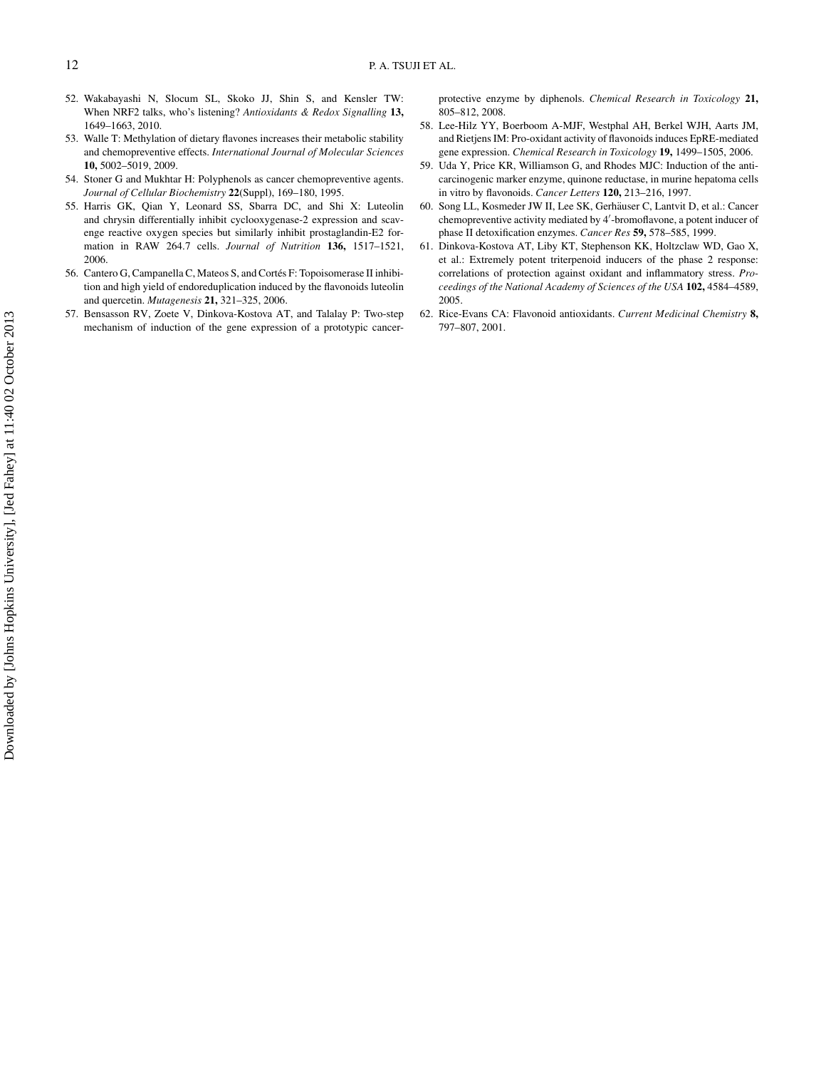52. Wakabayashi N, Slocum SL, Skoko JJ, Shin S, and Kensler TW: When NRF2 talks, who's listening? *Antioxidants & Redox Signalling* **13,** 1649–1663, 2010.
53. Walle T: Methylation of dietary flavones increases their metabolic stability and chemopreventive effects. *International Journal of Molecular Sciences* **10,** 5002–5019, 2009.
54. Stoner G and Mukhtar H: Polyphenols as cancer chemopreventive agents. *Journal of Cellular Biochemistry* **22**(Suppl), 169–180, 1995.
55. Harris GK, Qian Y, Leonard SS, Sbarra DC, and Shi X: Luteolin and chrysin differentially inhibit cyclooxygenase-2 expression and scavenge reactive oxygen species but similarly inhibit prostaglandin-E2 formation in RAW 264.7 cells. *Journal of Nutrition* **136,** 1517–1521, 2006.
56. Cantero G, Campanella C, Mateos S, and Cortés F: Topoisomerase II inhibition and high yield of endoreduplication induced by the flavonoids luteolin and quercetin. *Mutagenesis* **21,** 321–325, 2006.
57. Bensasson RV, Zoete V, Dinkova-Kostova AT, and Talalay P: Two-step mechanism of induction of the gene expression of a prototypic cancer-protective enzyme by diphenols. *Chemical Research in Toxicology* **21,** 805–812, 2008.
58. Lee-Hilz YY, Boerboom A-MJF, Westphal AH, Berkel WJH, Aarts JM, and Rietjens IM: Pro-oxidant activity of flavonoids induces EpRE-mediated gene expression. *Chemical Research in Toxicology* **19,** 1499–1505, 2006.
59. Uda Y, Price KR, Williamson G, and Rhodes MJC: Induction of the anticarcinogenic marker enzyme, quinone reductase, in murine hepatoma cells in vitro by flavonoids. *Cancer Letters* **120,** 213–216, 1997.
60. Song LL, Kosmeder JW II, Lee SK, Gerhäuser C, Lantvit D, et al.: Cancer chemopreventive activity mediated by 4′-bromoflavone, a potent inducer of phase II detoxification enzymes. *Cancer Res* **59,** 578–585, 1999.
61. Dinkova-Kostova AT, Liby KT, Stephenson KK, Holtzclaw WD, Gao X, et al.: Extremely potent triterpenoid inducers of the phase 2 response: correlations of protection against oxidant and inflammatory stress. *Proceedings of the National Academy of Sciences of the USA* **102,** 4584–4589, 2005.
62. Rice-Evans CA: Flavonoid antioxidants. *Current Medicinal Chemistry* **8,** 797–807, 2001.